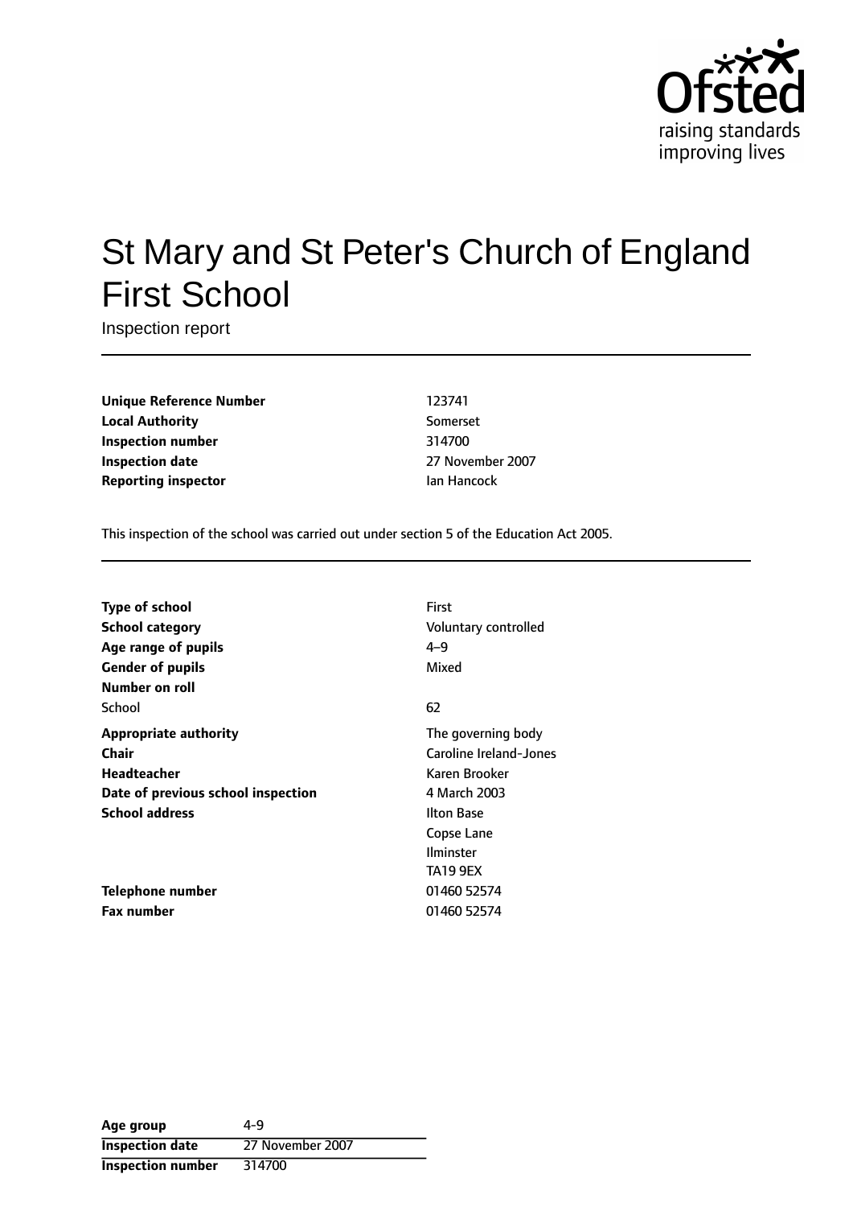# St Mary and St Peter's Church of England First School

Inspection report

| | |
|---|---|
| **Unique Reference Number** | 123741 |
| **Local Authority** | Somerset |
| **Inspection number** | 314700 |
| **Inspection date** | 27 November 2007 |
| **Reporting inspector** | Ian Hancock |

This inspection of the school was carried out under section 5 of the Education Act 2005.

| | |
|---|---|
| **Type of school** | First |
| **School category** | Voluntary controlled |
| **Age range of pupils** | 4–9 |
| **Gender of pupils** | Mixed |
| **Number on roll** | |
| School | 62 |
| **Appropriate authority** | The governing body |
| **Chair** | Caroline Ireland-Jones |
| **Headteacher** | Karen Brooker |
| **Date of previous school inspection** | 4 March 2003 |
| **School address** | Ilton Base<br>Copse Lane<br>Ilminster<br>TA19 9EX |
| **Telephone number** | 01460 52574 |
| **Fax number** | 01460 52574 |

| | |
|---|---|
| **Age group** | 4-9 |
| **Inspection date** | 27 November 2007 |
| **Inspection number** | 314700 |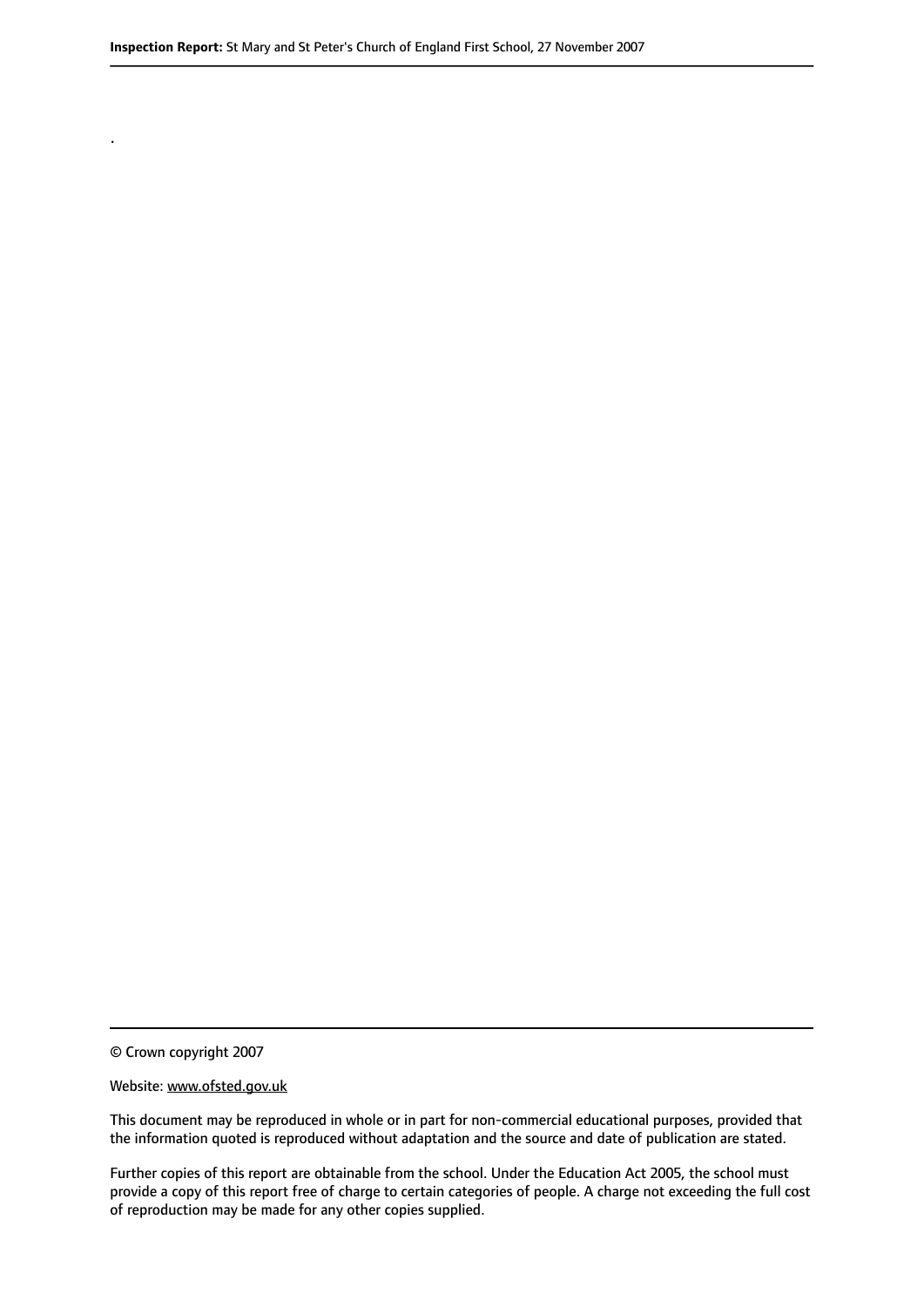.

© Crown copyright 2007

Website: www.ofsted.gov.uk

This document may be reproduced in whole or in part for non-commercial educational purposes, provided that the information quoted is reproduced without adaptation and the source and date of publication are stated.

Further copies of this report are obtainable from the school. Under the Education Act 2005, the school must provide a copy of this report free of charge to certain categories of people. A charge not exceeding the full cost of reproduction may be made for any other copies supplied.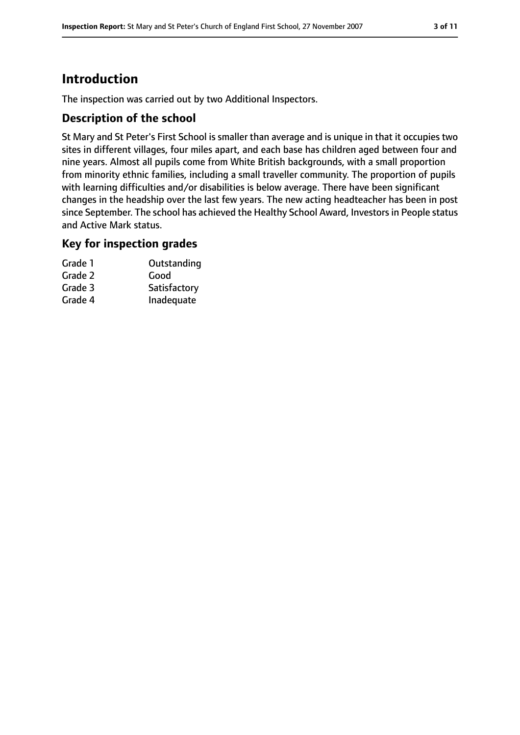## Introduction

The inspection was carried out by two Additional Inspectors.

### Description of the school

St Mary and St Peter's First School is smaller than average and is unique in that it occupies two sites in different villages, four miles apart, and each base has children aged between four and nine years. Almost all pupils come from White British backgrounds, with a small proportion from minority ethnic families, including a small traveller community. The proportion of pupils with learning difficulties and/or disabilities is below average. There have been significant changes in the headship over the last few years. The new acting headteacher has been in post since September. The school has achieved the Healthy School Award, Investors in People status and Active Mark status.

### Key for inspection grades

| | |
|---|---|
| Grade 1 | Outstanding |
| Grade 2 | Good |
| Grade 3 | Satisfactory |
| Grade 4 | Inadequate |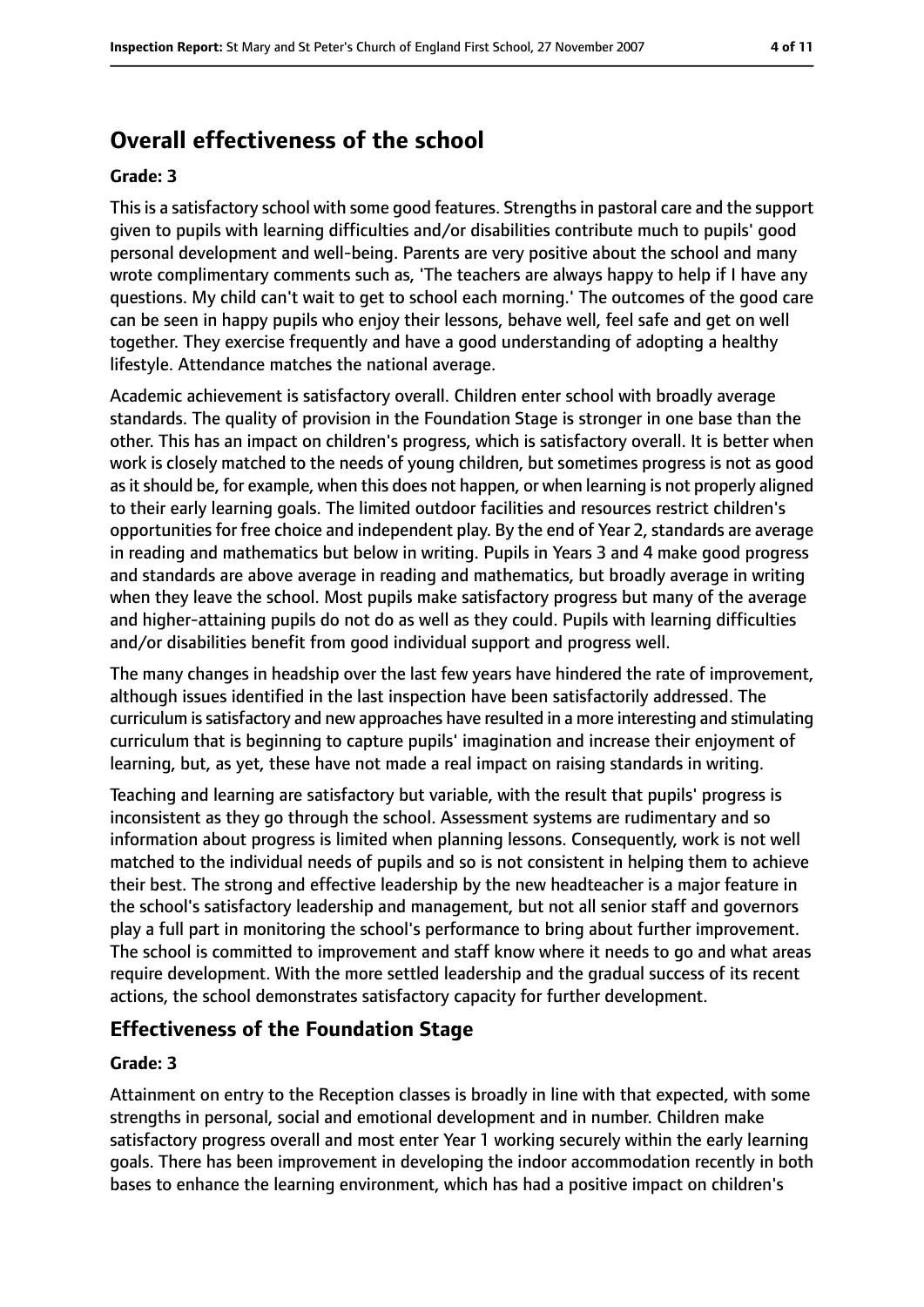## Overall effectiveness of the school

### Grade: 3

This is a satisfactory school with some good features. Strengths in pastoral care and the support given to pupils with learning difficulties and/or disabilities contribute much to pupils' good personal development and well-being. Parents are very positive about the school and many wrote complimentary comments such as, 'The teachers are always happy to help if I have any questions. My child can't wait to get to school each morning.' The outcomes of the good care can be seen in happy pupils who enjoy their lessons, behave well, feel safe and get on well together. They exercise frequently and have a good understanding of adopting a healthy lifestyle. Attendance matches the national average.

Academic achievement is satisfactory overall. Children enter school with broadly average standards. The quality of provision in the Foundation Stage is stronger in one base than the other. This has an impact on children's progress, which is satisfactory overall. It is better when work is closely matched to the needs of young children, but sometimes progress is not as good as it should be, for example, when this does not happen, or when learning is not properly aligned to their early learning goals. The limited outdoor facilities and resources restrict children's opportunities for free choice and independent play. By the end of Year 2, standards are average in reading and mathematics but below in writing. Pupils in Years 3 and 4 make good progress and standards are above average in reading and mathematics, but broadly average in writing when they leave the school. Most pupils make satisfactory progress but many of the average and higher-attaining pupils do not do as well as they could. Pupils with learning difficulties and/or disabilities benefit from good individual support and progress well.

The many changes in headship over the last few years have hindered the rate of improvement, although issues identified in the last inspection have been satisfactorily addressed. The curriculum is satisfactory and new approaches have resulted in a more interesting and stimulating curriculum that is beginning to capture pupils' imagination and increase their enjoyment of learning, but, as yet, these have not made a real impact on raising standards in writing.

Teaching and learning are satisfactory but variable, with the result that pupils' progress is inconsistent as they go through the school. Assessment systems are rudimentary and so information about progress is limited when planning lessons. Consequently, work is not well matched to the individual needs of pupils and so is not consistent in helping them to achieve their best. The strong and effective leadership by the new headteacher is a major feature in the school's satisfactory leadership and management, but not all senior staff and governors play a full part in monitoring the school's performance to bring about further improvement. The school is committed to improvement and staff know where it needs to go and what areas require development. With the more settled leadership and the gradual success of its recent actions, the school demonstrates satisfactory capacity for further development.

## Effectiveness of the Foundation Stage

### Grade: 3

Attainment on entry to the Reception classes is broadly in line with that expected, with some strengths in personal, social and emotional development and in number. Children make satisfactory progress overall and most enter Year 1 working securely within the early learning goals. There has been improvement in developing the indoor accommodation recently in both bases to enhance the learning environment, which has had a positive impact on children's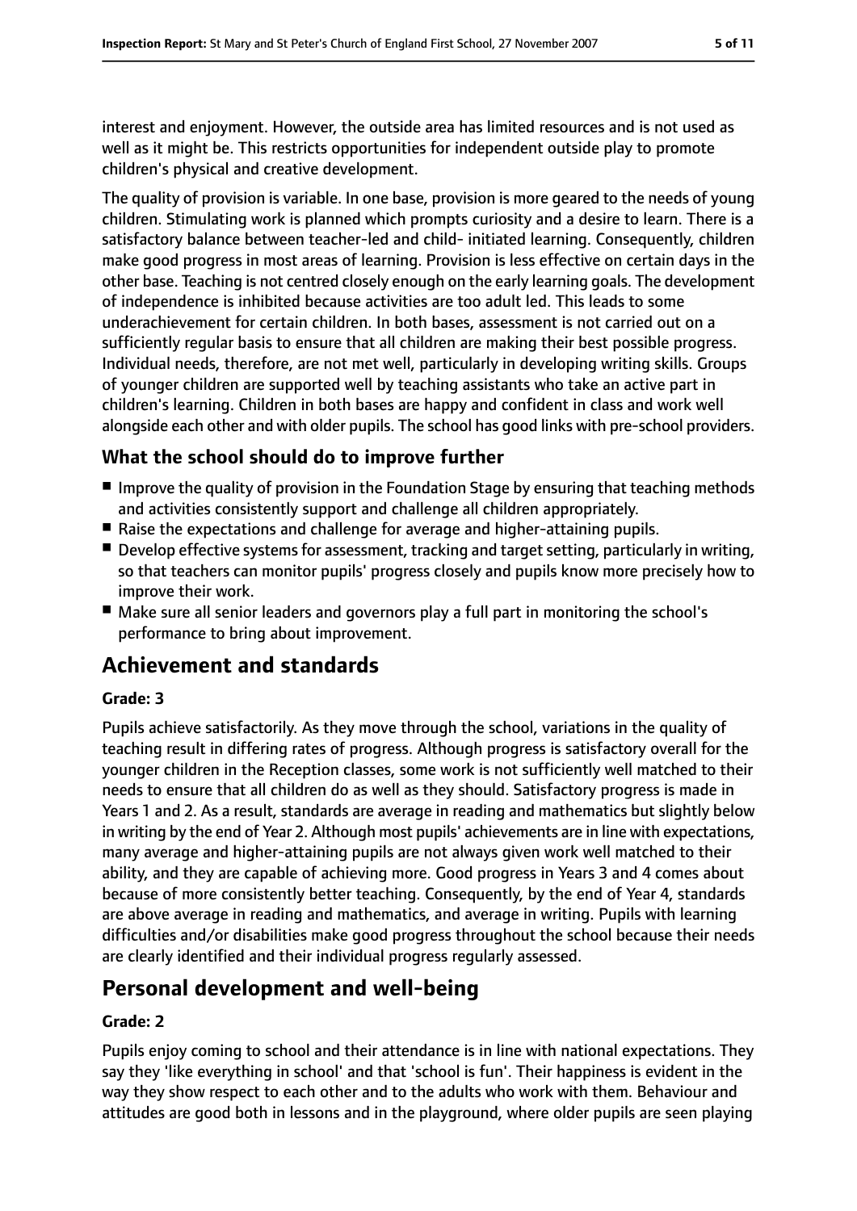interest and enjoyment. However, the outside area has limited resources and is not used as well as it might be. This restricts opportunities for independent outside play to promote children's physical and creative development.

The quality of provision is variable. In one base, provision is more geared to the needs of young children. Stimulating work is planned which prompts curiosity and a desire to learn. There is a satisfactory balance between teacher-led and child- initiated learning. Consequently, children make good progress in most areas of learning. Provision is less effective on certain days in the other base. Teaching is not centred closely enough on the early learning goals. The development of independence is inhibited because activities are too adult led. This leads to some underachievement for certain children. In both bases, assessment is not carried out on a sufficiently regular basis to ensure that all children are making their best possible progress. Individual needs, therefore, are not met well, particularly in developing writing skills. Groups of younger children are supported well by teaching assistants who take an active part in children's learning. Children in both bases are happy and confident in class and work well alongside each other and with older pupils. The school has good links with pre-school providers.

### What the school should do to improve further

- Improve the quality of provision in the Foundation Stage by ensuring that teaching methods and activities consistently support and challenge all children appropriately.
- Raise the expectations and challenge for average and higher-attaining pupils.
- Develop effective systems for assessment, tracking and target setting, particularly in writing, so that teachers can monitor pupils' progress closely and pupils know more precisely how to improve their work.
- Make sure all senior leaders and governors play a full part in monitoring the school's performance to bring about improvement.

## Achievement and standards

**Grade: 3**

Pupils achieve satisfactorily. As they move through the school, variations in the quality of teaching result in differing rates of progress. Although progress is satisfactory overall for the younger children in the Reception classes, some work is not sufficiently well matched to their needs to ensure that all children do as well as they should. Satisfactory progress is made in Years 1 and 2. As a result, standards are average in reading and mathematics but slightly below in writing by the end of Year 2. Although most pupils' achievements are in line with expectations, many average and higher-attaining pupils are not always given work well matched to their ability, and they are capable of achieving more. Good progress in Years 3 and 4 comes about because of more consistently better teaching. Consequently, by the end of Year 4, standards are above average in reading and mathematics, and average in writing. Pupils with learning difficulties and/or disabilities make good progress throughout the school because their needs are clearly identified and their individual progress regularly assessed.

## Personal development and well-being

**Grade: 2**

Pupils enjoy coming to school and their attendance is in line with national expectations. They say they 'like everything in school' and that 'school is fun'. Their happiness is evident in the way they show respect to each other and to the adults who work with them. Behaviour and attitudes are good both in lessons and in the playground, where older pupils are seen playing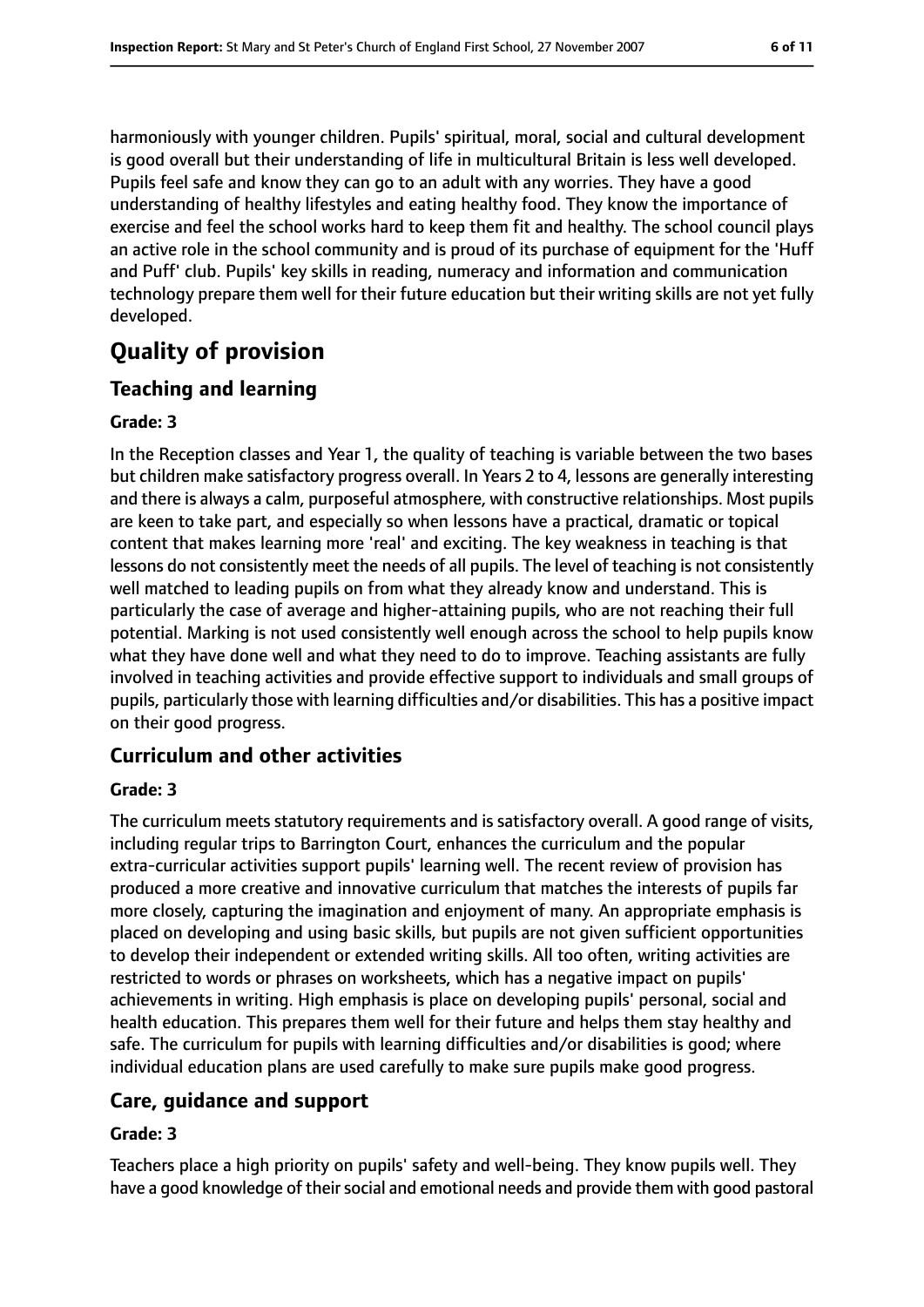harmoniously with younger children. Pupils' spiritual, moral, social and cultural development is good overall but their understanding of life in multicultural Britain is less well developed. Pupils feel safe and know they can go to an adult with any worries. They have a good understanding of healthy lifestyles and eating healthy food. They know the importance of exercise and feel the school works hard to keep them fit and healthy. The school council plays an active role in the school community and is proud of its purchase of equipment for the 'Huff and Puff' club. Pupils' key skills in reading, numeracy and information and communication technology prepare them well for their future education but their writing skills are not yet fully developed.

# Quality of provision

## Teaching and learning

**Grade: 3**

In the Reception classes and Year 1, the quality of teaching is variable between the two bases but children make satisfactory progress overall. In Years 2 to 4, lessons are generally interesting and there is always a calm, purposeful atmosphere, with constructive relationships. Most pupils are keen to take part, and especially so when lessons have a practical, dramatic or topical content that makes learning more 'real' and exciting. The key weakness in teaching is that lessons do not consistently meet the needs of all pupils. The level of teaching is not consistently well matched to leading pupils on from what they already know and understand. This is particularly the case of average and higher-attaining pupils, who are not reaching their full potential. Marking is not used consistently well enough across the school to help pupils know what they have done well and what they need to do to improve. Teaching assistants are fully involved in teaching activities and provide effective support to individuals and small groups of pupils, particularly those with learning difficulties and/or disabilities. This has a positive impact on their good progress.

## Curriculum and other activities

**Grade: 3**

The curriculum meets statutory requirements and is satisfactory overall. A good range of visits, including regular trips to Barrington Court, enhances the curriculum and the popular extra-curricular activities support pupils' learning well. The recent review of provision has produced a more creative and innovative curriculum that matches the interests of pupils far more closely, capturing the imagination and enjoyment of many. An appropriate emphasis is placed on developing and using basic skills, but pupils are not given sufficient opportunities to develop their independent or extended writing skills. All too often, writing activities are restricted to words or phrases on worksheets, which has a negative impact on pupils' achievements in writing. High emphasis is place on developing pupils' personal, social and health education. This prepares them well for their future and helps them stay healthy and safe. The curriculum for pupils with learning difficulties and/or disabilities is good; where individual education plans are used carefully to make sure pupils make good progress.

## Care, guidance and support

**Grade: 3**

Teachers place a high priority on pupils' safety and well-being. They know pupils well. They have a good knowledge of their social and emotional needs and provide them with good pastoral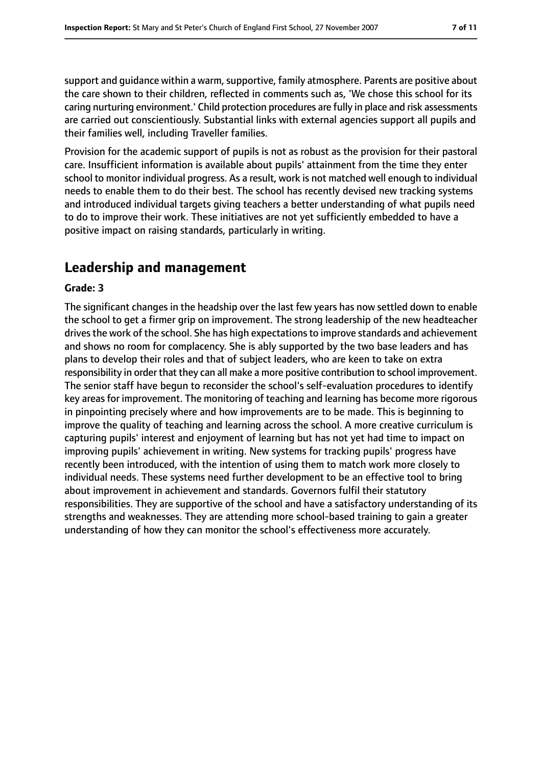support and guidance within a warm, supportive, family atmosphere. Parents are positive about the care shown to their children, reflected in comments such as, 'We chose this school for its caring nurturing environment.' Child protection procedures are fully in place and risk assessments are carried out conscientiously. Substantial links with external agencies support all pupils and their families well, including Traveller families.

Provision for the academic support of pupils is not as robust as the provision for their pastoral care. Insufficient information is available about pupils' attainment from the time they enter school to monitor individual progress. As a result, work is not matched well enough to individual needs to enable them to do their best. The school has recently devised new tracking systems and introduced individual targets giving teachers a better understanding of what pupils need to do to improve their work. These initiatives are not yet sufficiently embedded to have a positive impact on raising standards, particularly in writing.

## Leadership and management

**Grade: 3**

The significant changes in the headship over the last few years has now settled down to enable the school to get a firmer grip on improvement. The strong leadership of the new headteacher drives the work of the school. She has high expectations to improve standards and achievement and shows no room for complacency. She is ably supported by the two base leaders and has plans to develop their roles and that of subject leaders, who are keen to take on extra responsibility in order that they can all make a more positive contribution to school improvement. The senior staff have begun to reconsider the school's self-evaluation procedures to identify key areas for improvement. The monitoring of teaching and learning has become more rigorous in pinpointing precisely where and how improvements are to be made. This is beginning to improve the quality of teaching and learning across the school. A more creative curriculum is capturing pupils' interest and enjoyment of learning but has not yet had time to impact on improving pupils' achievement in writing. New systems for tracking pupils' progress have recently been introduced, with the intention of using them to match work more closely to individual needs. These systems need further development to be an effective tool to bring about improvement in achievement and standards. Governors fulfil their statutory responsibilities. They are supportive of the school and have a satisfactory understanding of its strengths and weaknesses. They are attending more school-based training to gain a greater understanding of how they can monitor the school's effectiveness more accurately.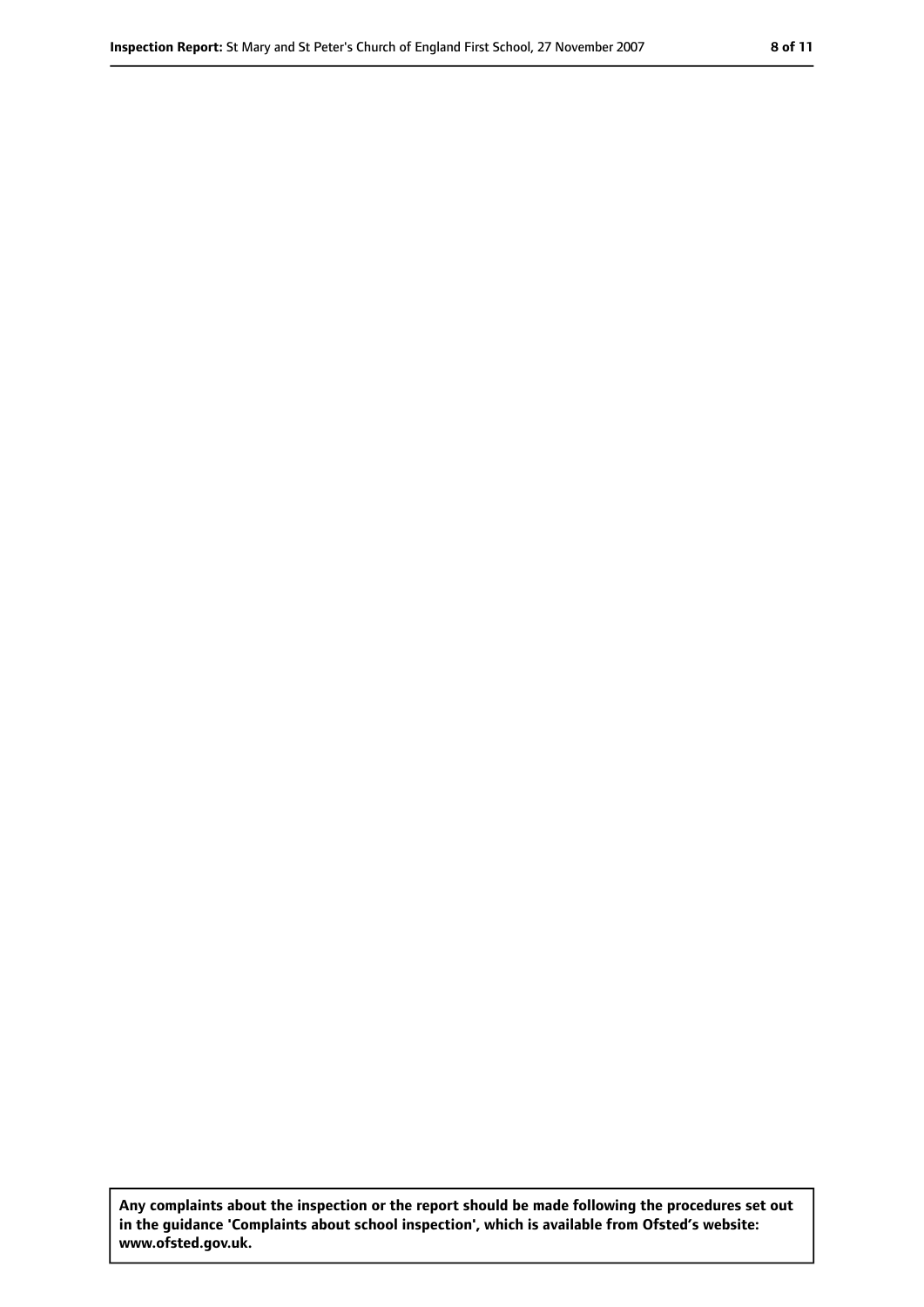**Any complaints about the inspection or the report should be made following the procedures set out in the guidance 'Complaints about school inspection', which is available from Ofsted's website: www.ofsted.gov.uk.**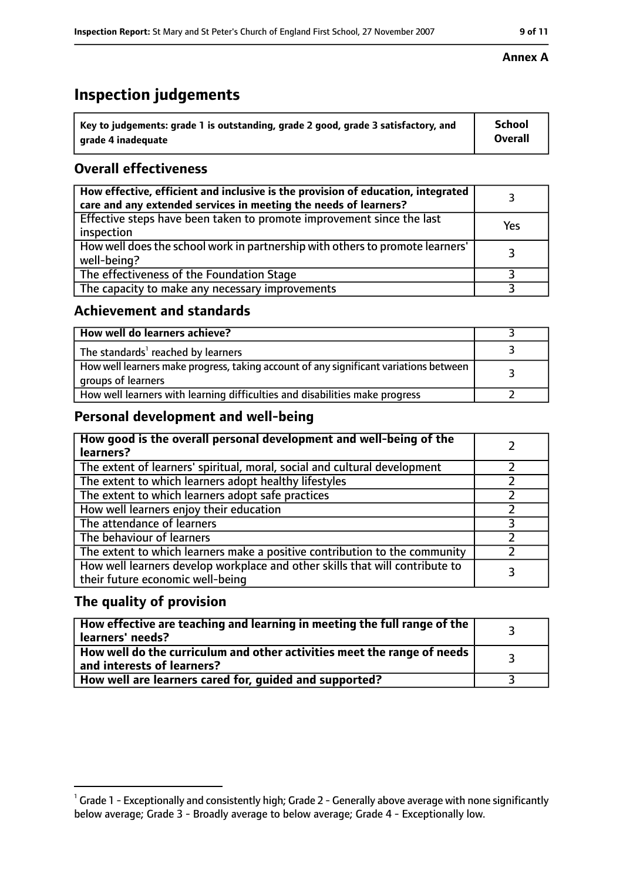**Annex A**

# Inspection judgements

| Key to judgements: grade 1 is outstanding, grade 2 good, grade 3 satisfactory, and grade 4 inadequate | School Overall |
|---|---|

## Overall effectiveness

| | |
|---|---|
| How effective, efficient and inclusive is the provision of education, integrated care and any extended services in meeting the needs of learners? | 3 |
| Effective steps have been taken to promote improvement since the last inspection | Yes |
| How well does the school work in partnership with others to promote learners' well-being? | 3 |
| The effectiveness of the Foundation Stage | 3 |
| The capacity to make any necessary improvements | 3 |

## Achievement and standards

| | |
|---|---|
| **How well do learners achieve?** | 3 |
| The standards[1] reached by learners | 3 |
| How well learners make progress, taking account of any significant variations between groups of learners | 3 |
| How well learners with learning difficulties and disabilities make progress | 2 |

## Personal development and well-being

| | |
|---|---|
| **How good is the overall personal development and well-being of the learners?** | 2 |
| The extent of learners' spiritual, moral, social and cultural development | 2 |
| The extent to which learners adopt healthy lifestyles | 2 |
| The extent to which learners adopt safe practices | 2 |
| How well learners enjoy their education | 2 |
| The attendance of learners | 3 |
| The behaviour of learners | 2 |
| The extent to which learners make a positive contribution to the community | 2 |
| How well learners develop workplace and other skills that will contribute to their future economic well-being | 3 |

## The quality of provision

| | |
|---|---|
| **How effective are teaching and learning in meeting the full range of the learners' needs?** | 3 |
| **How well do the curriculum and other activities meet the range of needs and interests of learners?** | 3 |
| **How well are learners cared for, guided and supported?** | 3 |

[1] Grade 1 - Exceptionally and consistently high; Grade 2 - Generally above average with none significantly below average; Grade 3 - Broadly average to below average; Grade 4 - Exceptionally low.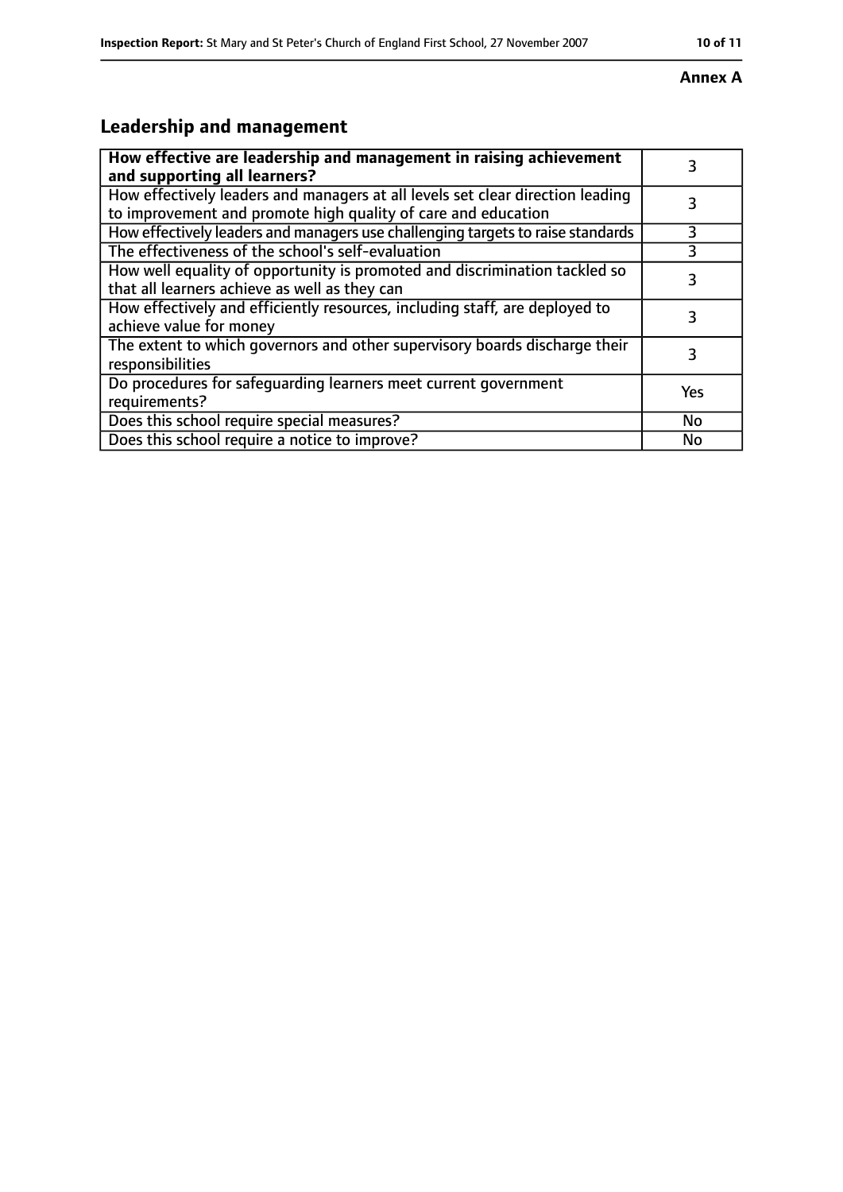**Annex A**

## Leadership and management

| **How effective are leadership and management in raising achievement and supporting all learners?** | 3 |
|---|---|
| How effectively leaders and managers at all levels set clear direction leading to improvement and promote high quality of care and education | 3 |
| How effectively leaders and managers use challenging targets to raise standards | 3 |
| The effectiveness of the school's self-evaluation | 3 |
| How well equality of opportunity is promoted and discrimination tackled so that all learners achieve as well as they can | 3 |
| How effectively and efficiently resources, including staff, are deployed to achieve value for money | 3 |
| The extent to which governors and other supervisory boards discharge their responsibilities | 3 |
| Do procedures for safeguarding learners meet current government requirements? | Yes |
| Does this school require special measures? | No |
| Does this school require a notice to improve? | No |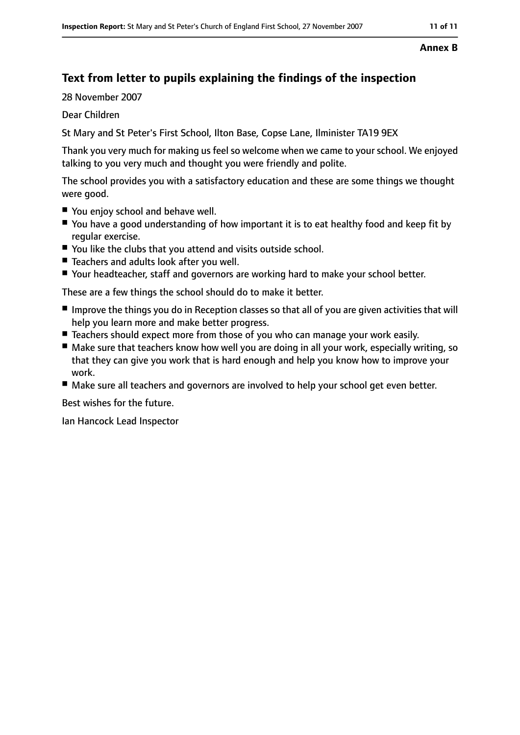**Annex B**

## Text from letter to pupils explaining the findings of the inspection

28 November 2007

Dear Children

St Mary and St Peter's First School, Ilton Base, Copse Lane, Ilminister TA19 9EX

Thank you very much for making us feel so welcome when we came to your school. We enjoyed talking to you very much and thought you were friendly and polite.

The school provides you with a satisfactory education and these are some things we thought were good.

- You enjoy school and behave well.
- You have a good understanding of how important it is to eat healthy food and keep fit by regular exercise.
- You like the clubs that you attend and visits outside school.
- Teachers and adults look after you well.
- Your headteacher, staff and governors are working hard to make your school better.

These are a few things the school should do to make it better.

- Improve the things you do in Reception classes so that all of you are given activities that will help you learn more and make better progress.
- Teachers should expect more from those of you who can manage your work easily.
- Make sure that teachers know how well you are doing in all your work, especially writing, so that they can give you work that is hard enough and help you know how to improve your work.
- Make sure all teachers and governors are involved to help your school get even better.

Best wishes for the future.

Ian Hancock Lead Inspector